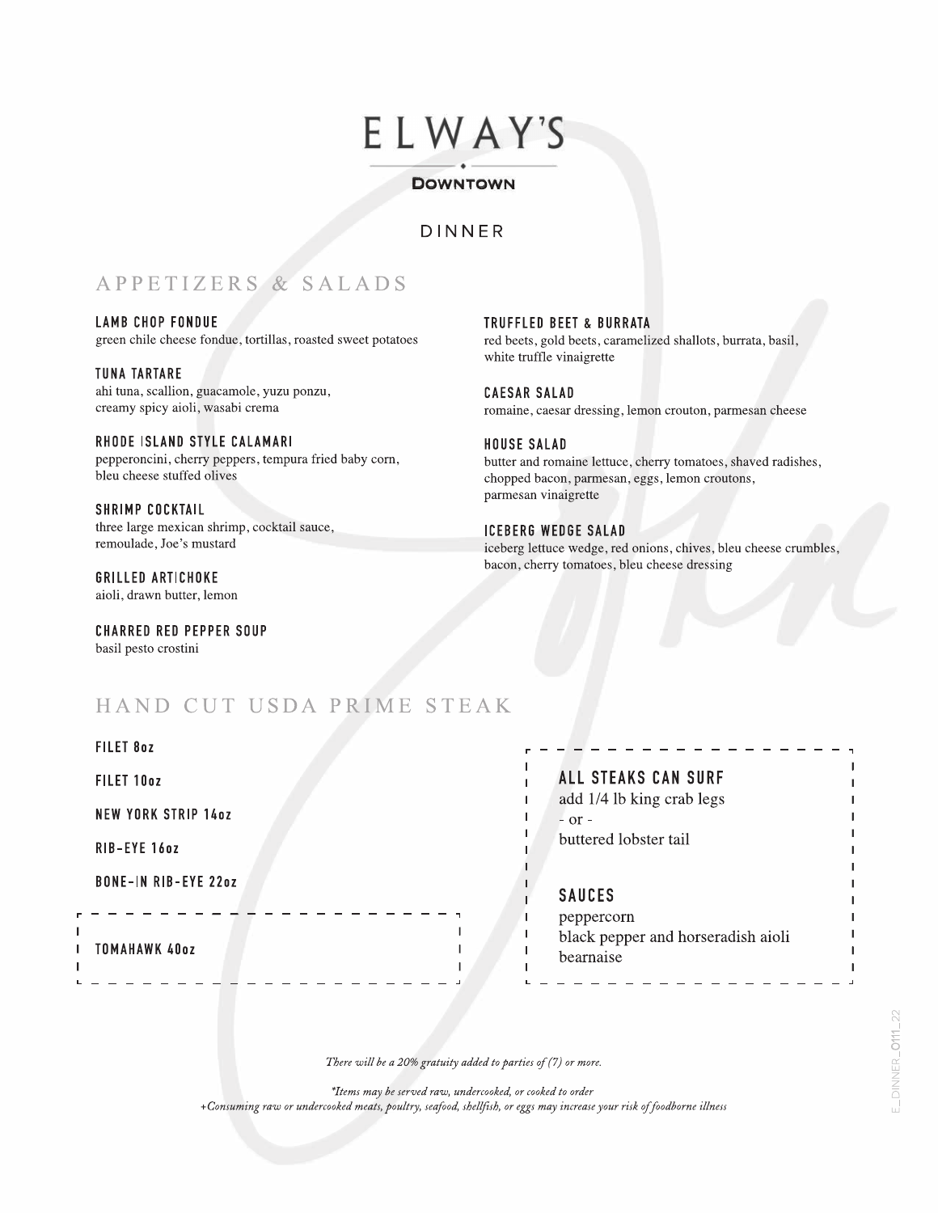# ELWAY'S

**DOWNTOWN**

## DINNER

## APPETIZERS & SALADS

**LAMB CHOP FONDUE**
green chile cheese fondue, tortillas, roasted sweet potatoes

**TUNA TARTARE**
ahi tuna, scallion, guacamole, yuzu ponzu, creamy spicy aioli, wasabi crema

**RHODE ISLAND STYLE CALAMARI**
pepperoncini, cherry peppers, tempura fried baby corn, bleu cheese stuffed olives

**SHRIMP COCKTAIL**
three large mexican shrimp, cocktail sauce, remoulade, Joe's mustard

**GRILLED ARTICHOKE**
aioli, drawn butter, lemon

**CHARRED RED PEPPER SOUP**
basil pesto crostini

**TRUFFLED BEET & BURRATA**
red beets, gold beets, caramelized shallots, burrata, basil, white truffle vinaigrette

**CAESAR SALAD**
romaine, caesar dressing, lemon crouton, parmesan cheese

**HOUSE SALAD**
butter and romaine lettuce, cherry tomatoes, shaved radishes, chopped bacon, parmesan, eggs, lemon croutons, parmesan vinaigrette

**ICEBERG WEDGE SALAD**
iceberg lettuce wedge, red onions, chives, bleu cheese crumbles, bacon, cherry tomatoes, bleu cheese dressing

## HAND CUT USDA PRIME STEAK

**FILET 8oz**

**FILET 10oz**

**NEW YORK STRIP 14oz**

**RIB-EYE 16oz**

**BONE-IN RIB-EYE 22oz**

**TOMAHAWK 40oz**

**ALL STEAKS CAN SURF**
add 1/4 lb king crab legs
- or -
buttered lobster tail

**SAUCES**
peppercorn
black pepper and horseradish aioli
bearnaise

*There will be a 20% gratuity added to parties of (7) or more.*

*\*Items may be served raw, undercooked, or cooked to order*
*+Consuming raw or undercooked meats, poultry, seafood, shellfish, or eggs may increase your risk of foodborne illness*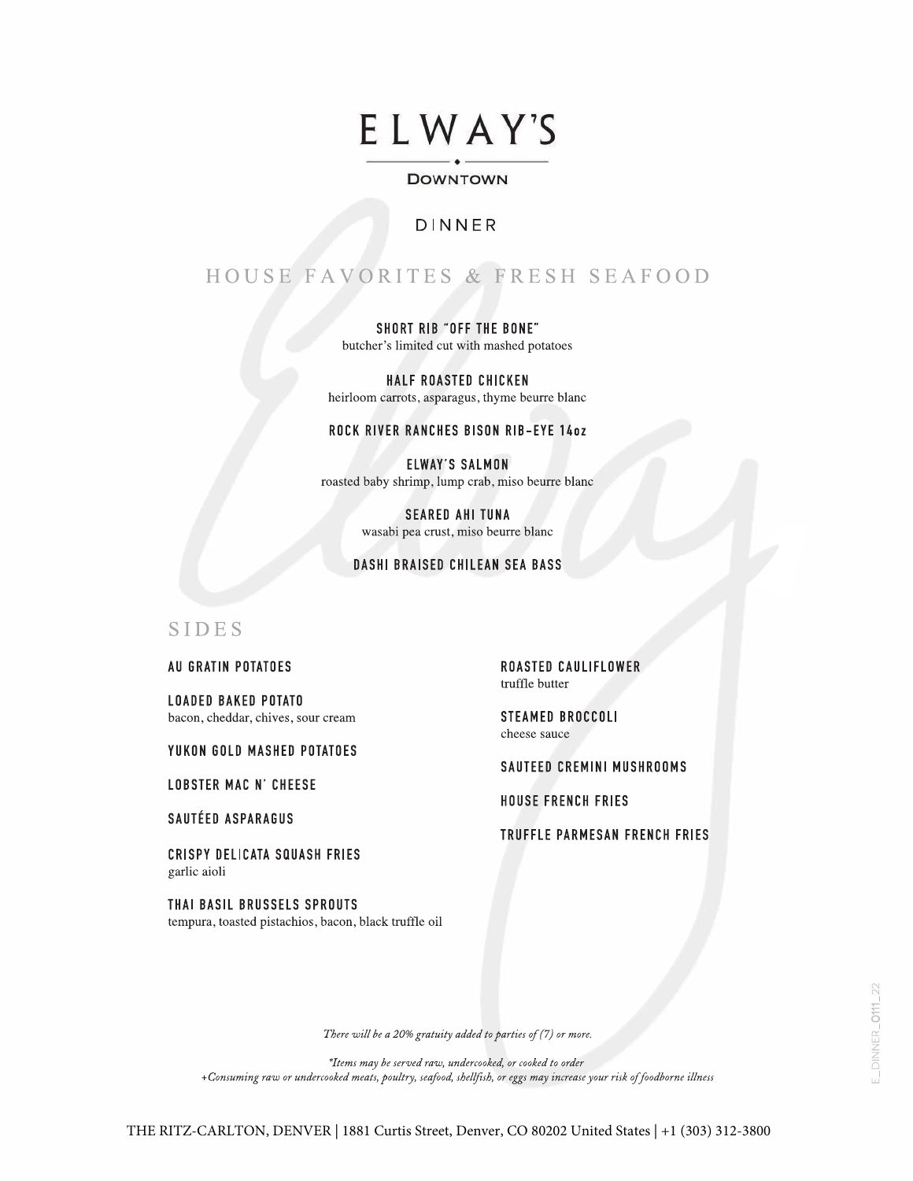# ELWAY'S

**DOWNTOWN**

## DINNER

## HOUSE FAVORITES & FRESH SEAFOOD

**SHORT RIB "OFF THE BONE"**
butcher's limited cut with mashed potatoes

**HALF ROASTED CHICKEN**
heirloom carrots, asparagus, thyme beurre blanc

**ROCK RIVER RANCHES BISON RIB-EYE 14oz**

**ELWAY'S SALMON**
roasted baby shrimp, lump crab, miso beurre blanc

**SEARED AHI TUNA**
wasabi pea crust, miso beurre blanc

**DASHI BRAISED CHILEAN SEA BASS**

## SIDES

**AU GRATIN POTATOES**

**LOADED BAKED POTATO**
bacon, cheddar, chives, sour cream

**YUKON GOLD MASHED POTATOES**

**LOBSTER MAC N' CHEESE**

**SAUTÉED ASPARAGUS**

**CRISPY DELICATA SQUASH FRIES**
garlic aioli

**THAI BASIL BRUSSELS SPROUTS**
tempura, toasted pistachios, bacon, black truffle oil

**ROASTED CAULIFLOWER**
truffle butter

**STEAMED BROCCOLI**
cheese sauce

**SAUTEED CREMINI MUSHROOMS**

**HOUSE FRENCH FRIES**

**TRUFFLE PARMESAN FRENCH FRIES**

*There will be a 20% gratuity added to parties of (7) or more.*

*\*Items may be served raw, undercooked, or cooked to order*
*+Consuming raw or undercooked meats, poultry, seafood, shellfish, or eggs may increase your risk of foodborne illness*

THE RITZ-CARLTON, DENVER | 1881 Curtis Street, Denver, CO 80202 United States | +1 (303) 312-3800

E_DINNER_0111_22